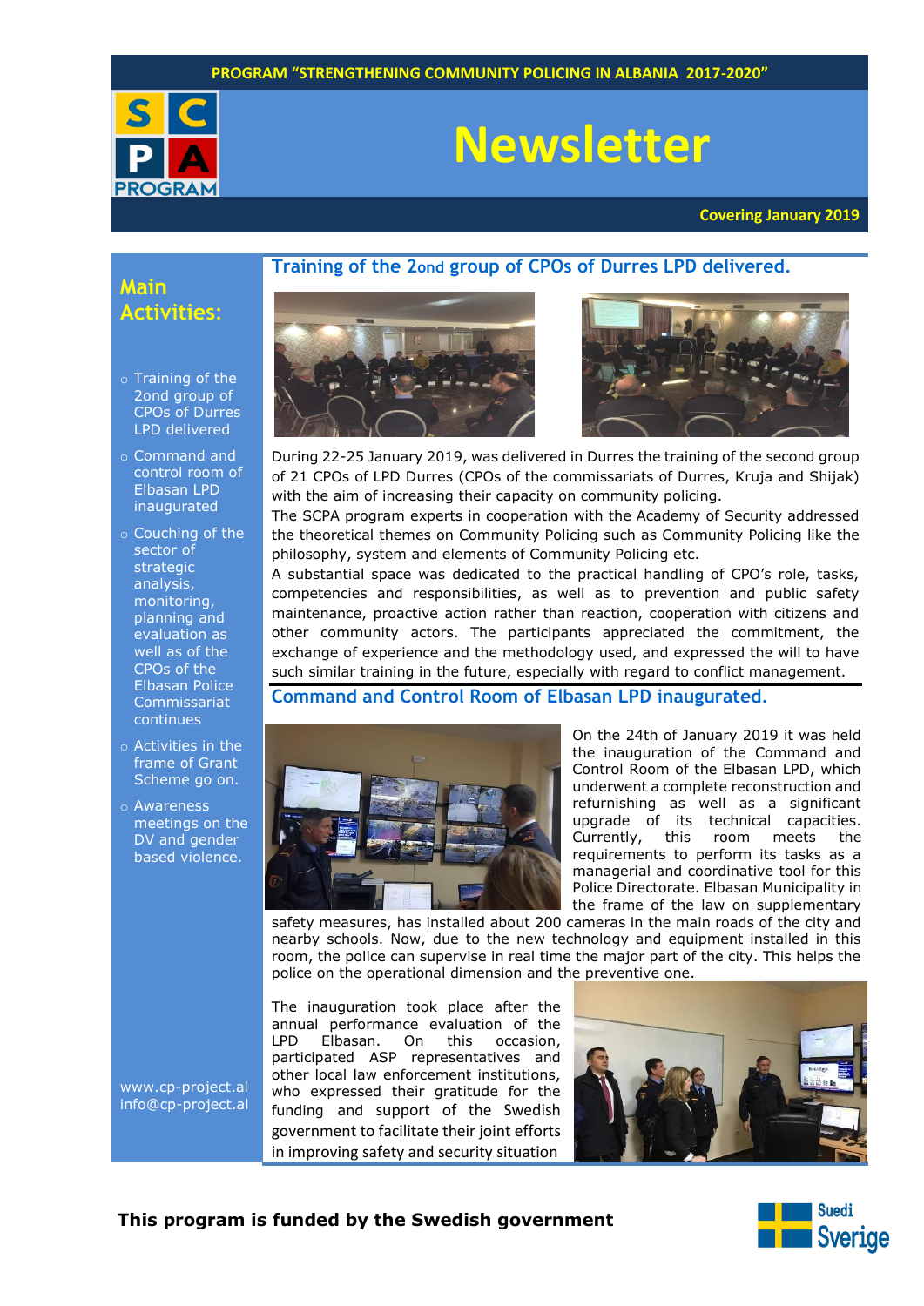PROGRAM "STRENGTHENING COMMUNITY POLICING IN ALBANIA 2017-2020"

# Newsletter

**Covering January 2019**

## Main Activities:

- Training of the 2ond group of CPOs of Durres LPD delivered
- Command and control room of Elbasan LPD inaugurated
- Couching of the sector of strategic analysis, monitoring, planning and evaluation as well as of the CPOs of the Elbasan Police Commissariat continues
- Activities in the frame of Grant Scheme go on.
- Awareness meetings on the DV and gender based violence.

www.cp-project.al
info@cp-project.al

## Training of the 2ond group of CPOs of Durres LPD delivered.

During 22-25 January 2019, was delivered in Durres the training of the second group of 21 CPOs of LPD Durres (CPOs of the commissariats of Durres, Kruja and Shijak) with the aim of increasing their capacity on community policing.

The SCPA program experts in cooperation with the Academy of Security addressed the theoretical themes on Community Policing such as Community Policing like the philosophy, system and elements of Community Policing etc.

A substantial space was dedicated to the practical handling of CPO's role, tasks, competencies and responsibilities, as well as to prevention and public safety maintenance, proactive action rather than reaction, cooperation with citizens and other community actors. The participants appreciated the commitment, the exchange of experience and the methodology used, and expressed the will to have such similar training in the future, especially with regard to conflict management.

## Command and Control Room of Elbasan LPD inaugurated.

On the 24th of January 2019 it was held the inauguration of the Command and Control Room of the Elbasan LPD, which underwent a complete reconstruction and refurnishing as well as a significant upgrade of its technical capacities. Currently, this room meets the requirements to perform its tasks as a managerial and coordinative tool for this Police Directorate. Elbasan Municipality in the frame of the law on supplementary safety measures, has installed about 200 cameras in the main roads of the city and nearby schools. Now, due to the new technology and equipment installed in this room, the police can supervise in real time the major part of the city. This helps the police on the operational dimension and the preventive one.

The inauguration took place after the annual performance evaluation of the LPD Elbasan. On this occasion, participated ASP representatives and other local law enforcement institutions, who expressed their gratitude for the funding and support of the Swedish government to facilitate their joint efforts in improving safety and security situation

**This program is funded by the Swedish government**

Suedi Sverige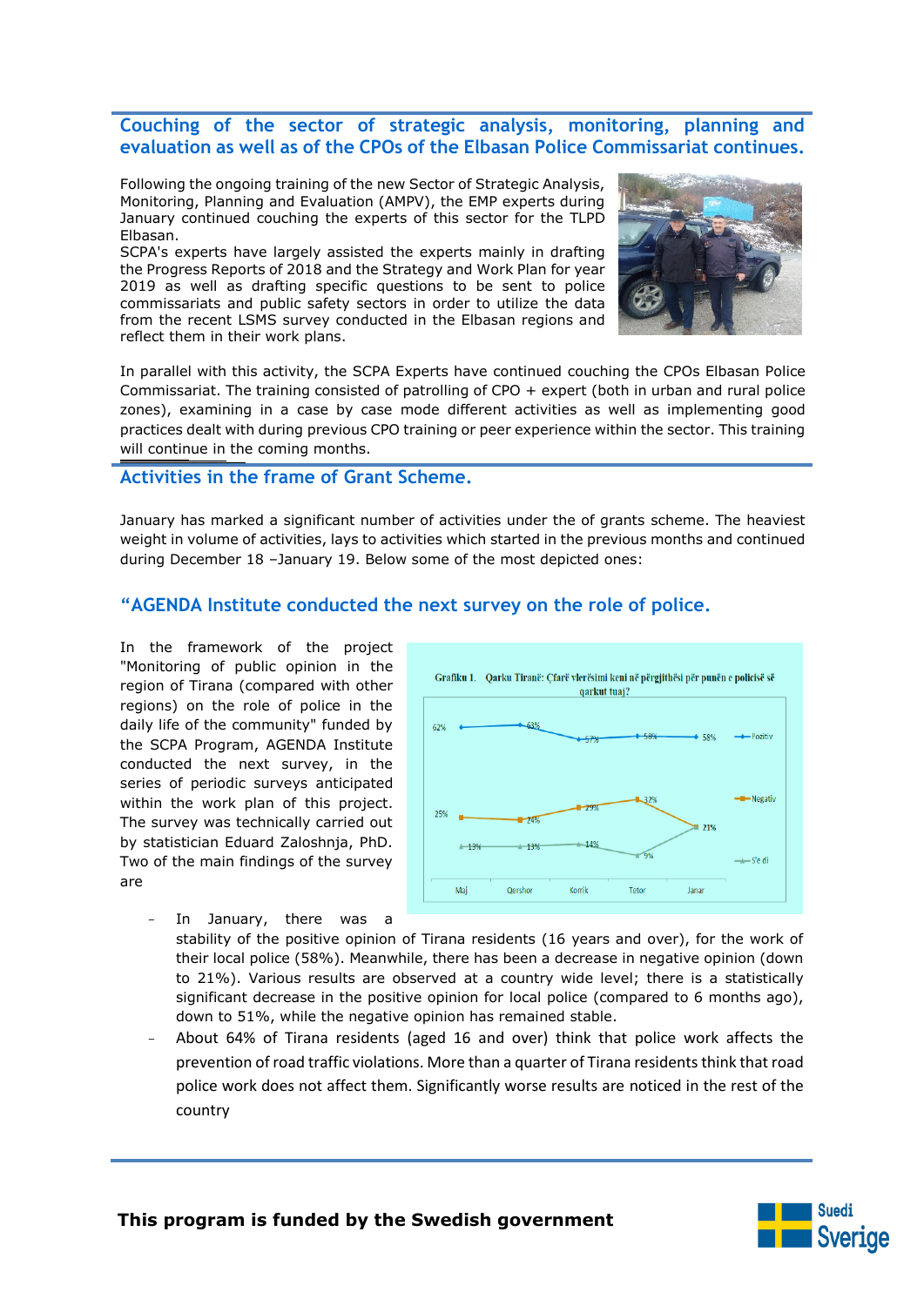## Couching of the sector of strategic analysis, monitoring, planning and evaluation as well as of the CPOs of the Elbasan Police Commissariat continues.

Following the ongoing training of the new Sector of Strategic Analysis, Monitoring, Planning and Evaluation (AMPV), the EMP experts during January continued couching the experts of this sector for the TLPD Elbasan.

SCPA's experts have largely assisted the experts mainly in drafting the Progress Reports of 2018 and the Strategy and Work Plan for year 2019 as well as drafting specific questions to be sent to police commissariats and public safety sectors in order to utilize the data from the recent LSMS survey conducted in the Elbasan regions and reflect them in their work plans.

In parallel with this activity, the SCPA Experts have continued couching the CPOs Elbasan Police Commissariat. The training consisted of patrolling of CPO + expert (both in urban and rural police zones), examining in a case by case mode different activities as well as implementing good practices dealt with during previous CPO training or peer experience within the sector. This training will continue in the coming months.

## Activities in the frame of Grant Scheme.

January has marked a significant number of activities under the of grants scheme. The heaviest weight in volume of activities, lays to activities which started in the previous months and continued during December 18 –January 19. Below some of the most depicted ones:

### "AGENDA Institute conducted the next survey on the role of police.

In the framework of the project "Monitoring of public opinion in the region of Tirana (compared with other regions) on the role of police in the daily life of the community" funded by the SCPA Program, AGENDA Institute conducted the next survey, in the series of periodic surveys anticipated within the work plan of this project. The survey was technically carried out by statistician Eduard Zaloshnja, PhD. Two of the main findings of the survey are

Grafiku 1. Qarku Tiranë: Çfarë vlerësimi keni në përgjithësi për punën e policisë së qarkut tuaj?

| | Maj | Qershor | Korrik | Tetor | Janar |
|---|---|---|---|---|---|
| Pozitiv | 62% | 63% | 57% | 58% | 58% |
| Negativ | 25% | 24% | 29% | 32% | 21% |
| S'e di | 13% | 13% | 14% | 9% | 21% |

- In January, there was a stability of the positive opinion of Tirana residents (16 years and over), for the work of their local police (58%). Meanwhile, there has been a decrease in negative opinion (down to 21%). Various results are observed at a country level; there is a statistically significant decrease in the positive opinion for local police (compared to 6 months ago), down to 51%, while the negative opinion has remained stable.
- About 64% of Tirana residents (aged 16 and over) think that police work affects the prevention of road traffic violations. More than a quarter of Tirana residents think that road police work does not affect them. Significantly worse results are noticed in the rest of the country

**This program is funded by the Swedish government**

Suedi Sverige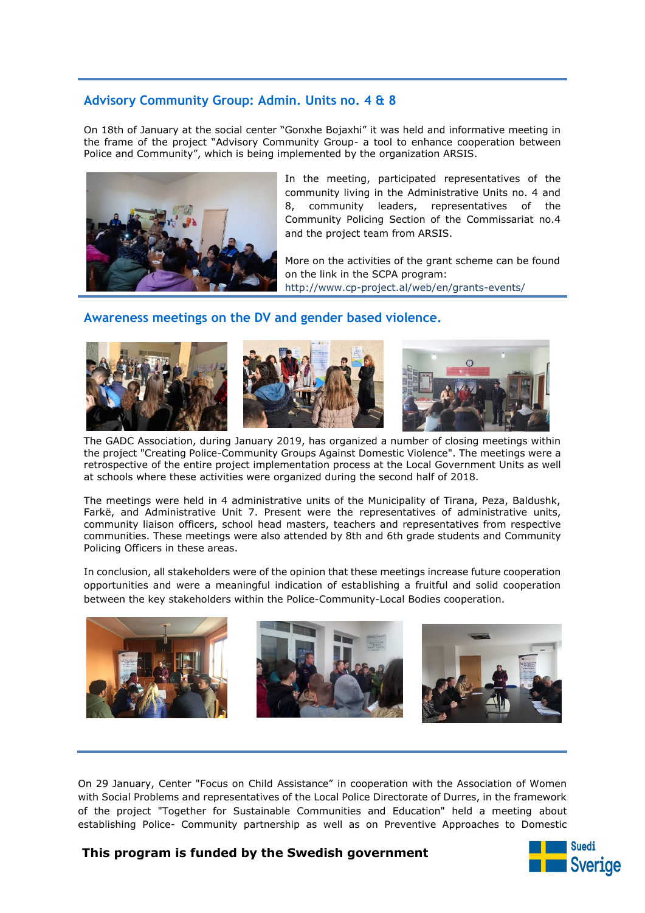## Advisory Community Group: Admin. Units no. 4 & 8

On 18th of January at the social center "Gonxhe Bojaxhi" it was held and informative meeting in the frame of the project "Advisory Community Group- a tool to enhance cooperation between Police and Community", which is being implemented by the organization ARSIS.

In the meeting, participated representatives of the community living in the Administrative Units no. 4 and 8, community leaders, representatives of the Community Policing Section of the Commissariat no.4 and the project team from ARSIS.

More on the activities of the grant scheme can be found on the link in the SCPA program: http://www.cp-project.al/web/en/grants-events/

## Awareness meetings on the DV and gender based violence.

The GADC Association, during January 2019, has organized a number of closing meetings within the project "Creating Police-Community Groups Against Domestic Violence". The meetings were a retrospective of the entire project implementation process at the Local Government Units as well at schools where these activities were organized during the second half of 2018.

The meetings were held in 4 administrative units of the Municipality of Tirana, Peza, Baldushk, Farkë, and Administrative Unit 7. Present were the representatives of administrative units, community liaison officers, school head masters, teachers and representatives from respective communities. These meetings were also attended by 8th and 6th grade students and Community Policing Officers in these areas.

In conclusion, all stakeholders were of the opinion that these meetings increase future cooperation opportunities and were a meaningful indication of establishing a fruitful and solid cooperation between the key stakeholders within the Police-Community-Local Bodies cooperation.

On 29 January, Center "Focus on Child Assistance" in cooperation with the Association of Women with Social Problems and representatives of the Local Police Directorate of Durres, in the framework of the project "Together for Sustainable Communities and Education" held a meeting about establishing Police- Community partnership as well as on Preventive Approaches to Domestic

**This program is funded by the Swedish government**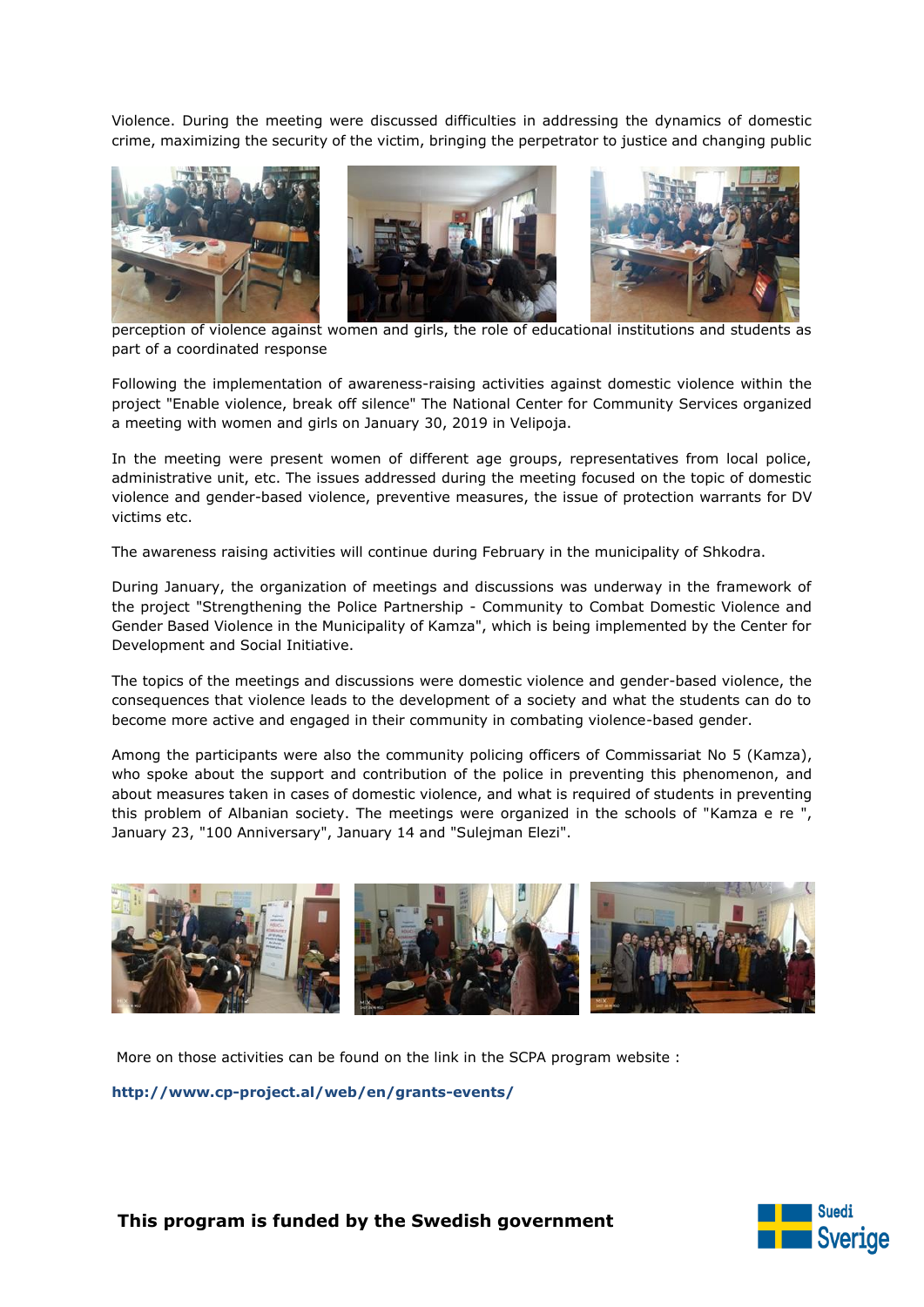Violence. During the meeting were discussed difficulties in addressing the dynamics of domestic crime, maximizing the security of the victim, bringing the perpetrator to justice and changing public perception of violence against women and girls, the role of educational institutions and students as part of a coordinated response

Following the implementation of awareness-raising activities against domestic violence within the project "Enable violence, break off silence" The National Center for Community Services organized a meeting with women and girls on January 30, 2019 in Velipoja.

In the meeting were present women of different age groups, representatives from local police, administrative unit, etc. The issues addressed during the meeting focused on the topic of domestic violence and gender-based violence, preventive measures, the issue of protection warrants for DV victims etc.

The awareness raising activities will continue during February in the municipality of Shkodra.

During January, the organization of meetings and discussions was underway in the framework of the project "Strengthening the Police Partnership - Community to Combat Domestic Violence and Gender Based Violence in the Municipality of Kamza", which is being implemented by the Center for Development and Social Initiative.

The topics of the meetings and discussions were domestic violence and gender-based violence, the consequences that violence leads to the development of a society and what the students can do to become more active and engaged in their community in combating violence-based gender.

Among the participants were also the community policing officers of Commissariat No 5 (Kamza), who spoke about the support and contribution of the police in preventing this phenomenon, and about measures taken in cases of domestic violence, and what is required of students in preventing this problem of Albanian society. The meetings were organized in the schools of "Kamza e re ", January 23, "100 Anniversary", January 14 and "Sulejman Elezi".

More on those activities can be found on the link in the SCPA program website :

**http://www.cp-project.al/web/en/grants-events/**

**This program is funded by the Swedish government**